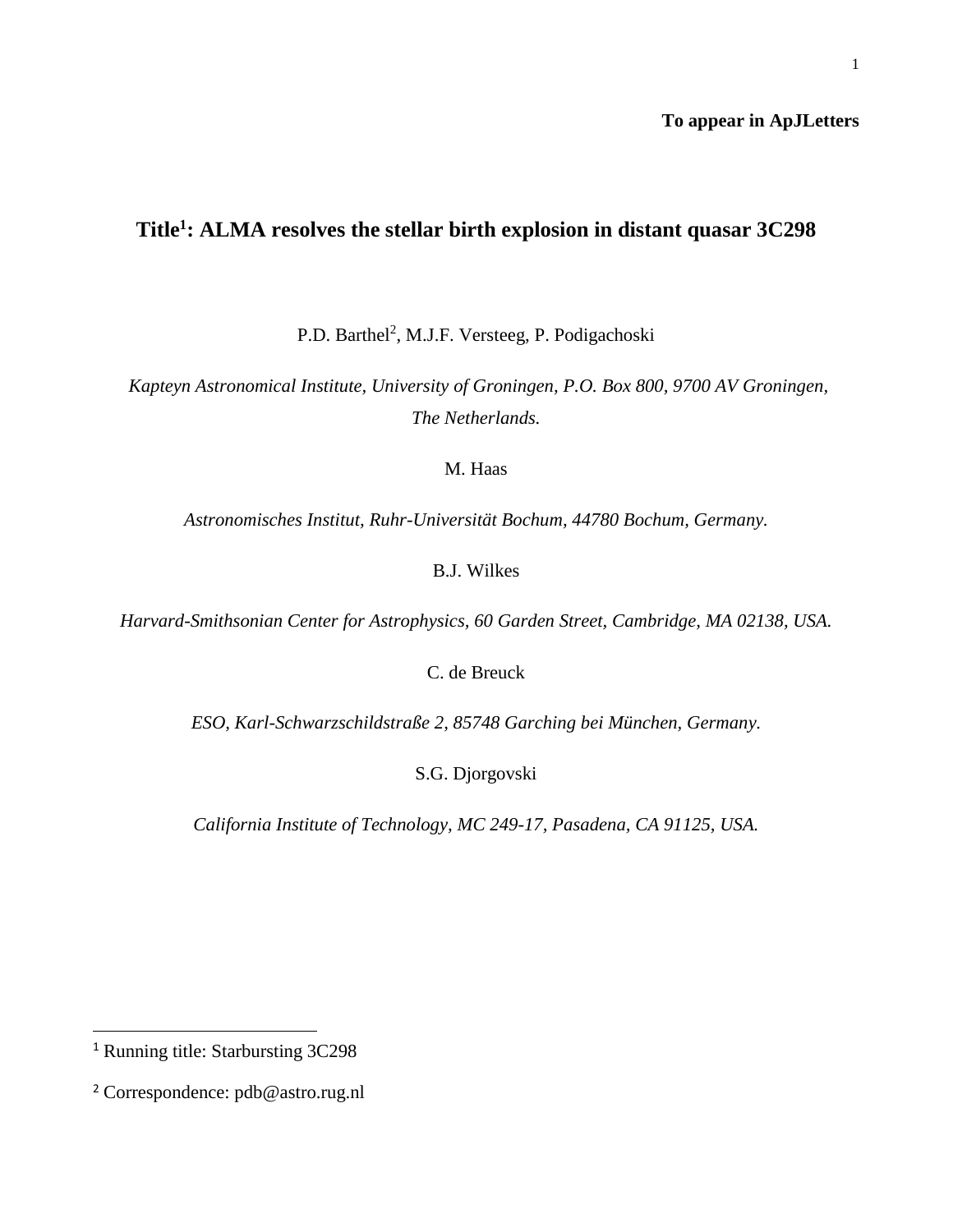**To appear in ApJLetters**

# Title[1]: ALMA resolves the stellar birth explosion in distant quasar 3C298

P.D. Barthel[2], M.J.F. Versteeg, P. Podigachoski

*Kapteyn Astronomical Institute, University of Groningen, P.O. Box 800, 9700 AV Groningen, The Netherlands.*

M. Haas

*Astronomisches Institut, Ruhr-Universität Bochum, 44780 Bochum, Germany.*

B.J. Wilkes

*Harvard-Smithsonian Center for Astrophysics, 60 Garden Street, Cambridge, MA 02138, USA.*

C. de Breuck

*ESO, Karl-Schwarzschildstraße 2, 85748 Garching bei München, Germany.*

S.G. Djorgovski

*California Institute of Technology, MC 249-17, Pasadena, CA 91125, USA.*

---

[1] Running title: Starbursting 3C298

[2] Correspondence: pdb@astro.rug.nl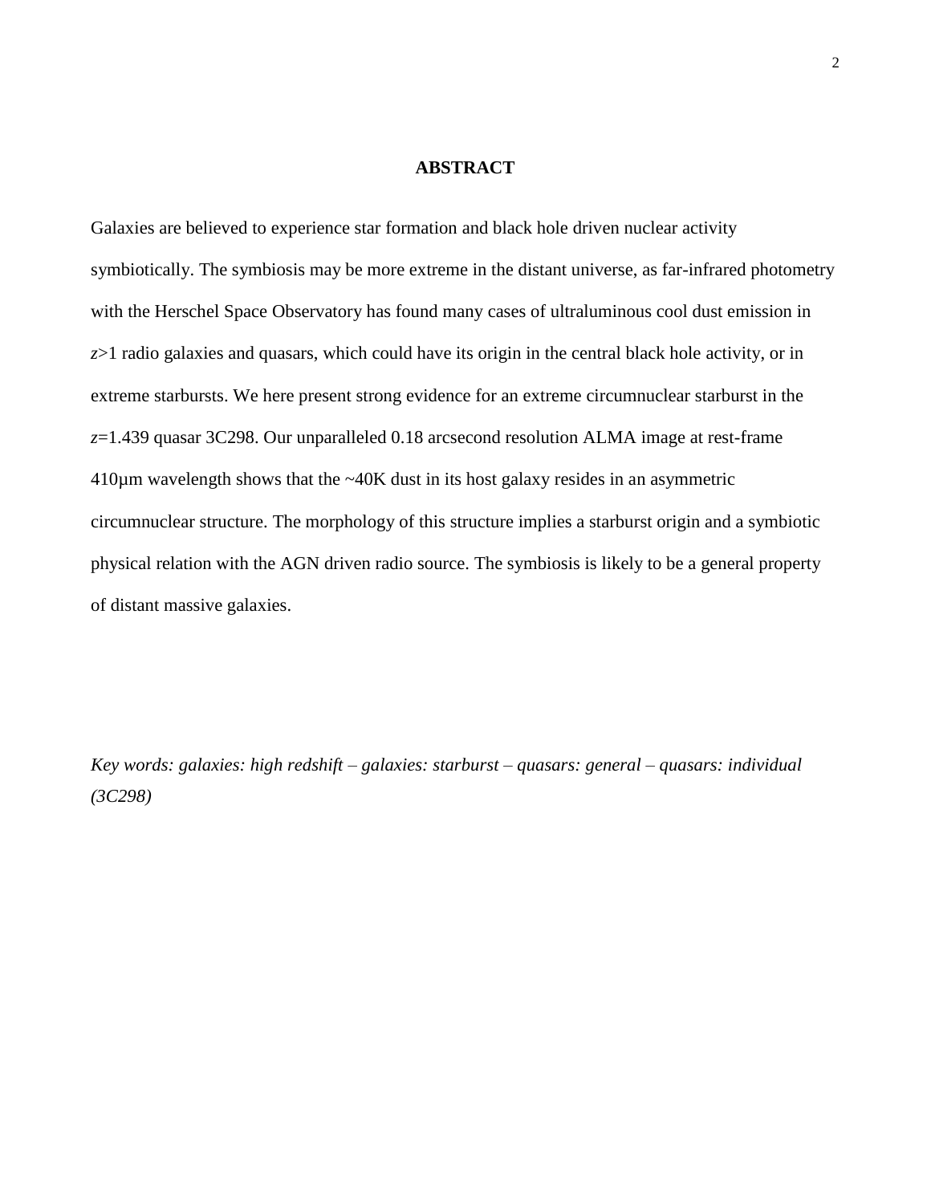## ABSTRACT

Galaxies are believed to experience star formation and black hole driven nuclear activity symbiotically. The symbiosis may be more extreme in the distant universe, as far-infrared photometry with the Herschel Space Observatory has found many cases of ultraluminous cool dust emission in $z$>1 radio galaxies and quasars, which could have its origin in the central black hole activity, or in extreme starbursts. We here present strong evidence for an extreme circumnuclear starburst in the $z$=1.439 quasar 3C298. Our unparalleled 0.18 arcsecond resolution ALMA image at rest-frame 410µm wavelength shows that the ~40K dust in its host galaxy resides in an asymmetric circumnuclear structure. The morphology of this structure implies a starburst origin and a symbiotic physical relation with the AGN driven radio source. The symbiosis is likely to be a general property of distant massive galaxies.

*Key words: galaxies: high redshift – galaxies: starburst – quasars: general – quasars: individual (3C298)*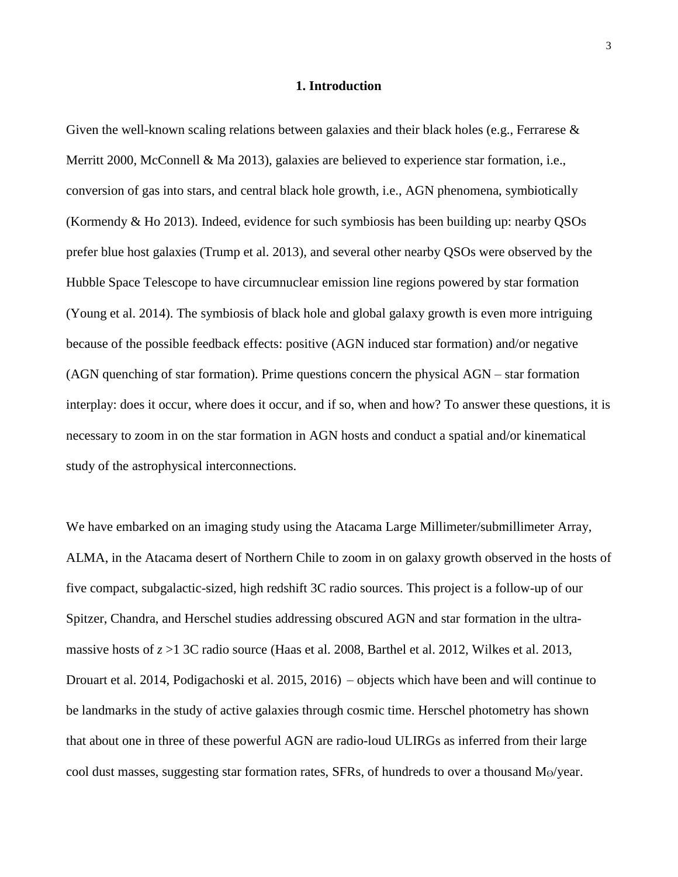## 1. Introduction

Given the well-known scaling relations between galaxies and their black holes (e.g., Ferrarese & Merritt 2000, McConnell & Ma 2013), galaxies are believed to experience star formation, i.e., conversion of gas into stars, and central black hole growth, i.e., AGN phenomena, symbiotically (Kormendy & Ho 2013). Indeed, evidence for such symbiosis has been building up: nearby QSOs prefer blue host galaxies (Trump et al. 2013), and several other nearby QSOs were observed by the Hubble Space Telescope to have circumnuclear emission line regions powered by star formation (Young et al. 2014). The symbiosis of black hole and global galaxy growth is even more intriguing because of the possible feedback effects: positive (AGN induced star formation) and/or negative (AGN quenching of star formation). Prime questions concern the physical AGN – star formation interplay: does it occur, where does it occur, and if so, when and how? To answer these questions, it is necessary to zoom in on the star formation in AGN hosts and conduct a spatial and/or kinematical study of the astrophysical interconnections.

We have embarked on an imaging study using the Atacama Large Millimeter/submillimeter Array, ALMA, in the Atacama desert of Northern Chile to zoom in on galaxy growth observed in the hosts of five compact, subgalactic-sized, high redshift 3C radio sources. This project is a follow-up of our Spitzer, Chandra, and Herschel studies addressing obscured AGN and star formation in the ultra-massive hosts of $z > 1$ 3C radio source (Haas et al. 2008, Barthel et al. 2012, Wilkes et al. 2013, Drouart et al. 2014, Podigachoski et al. 2015, 2016) – objects which have been and will continue to be landmarks in the study of active galaxies through cosmic time. Herschel photometry has shown that about one in three of these powerful AGN are radio-loud ULIRGs as inferred from their large cool dust masses, suggesting star formation rates, SFRs, of hundreds to over a thousand $M_{\odot}$/year.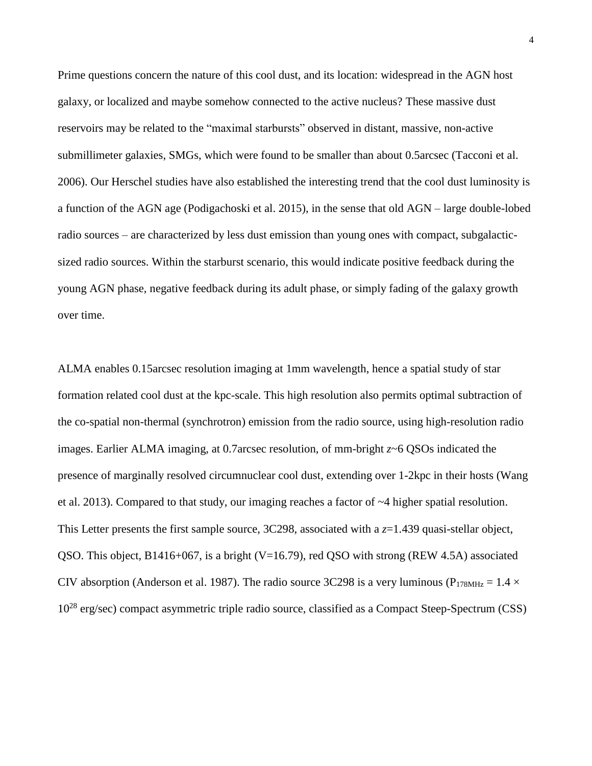Prime questions concern the nature of this cool dust, and its location: widespread in the AGN host galaxy, or localized and maybe somehow connected to the active nucleus? These massive dust reservoirs may be related to the "maximal starbursts" observed in distant, massive, non-active submillimeter galaxies, SMGs, which were found to be smaller than about 0.5arcsec (Tacconi et al. 2006). Our Herschel studies have also established the interesting trend that the cool dust luminosity is a function of the AGN age (Podigachoski et al. 2015), in the sense that old AGN – large double-lobed radio sources – are characterized by less dust emission than young ones with compact, subgalactic-sized radio sources. Within the starburst scenario, this would indicate positive feedback during the young AGN phase, negative feedback during its adult phase, or simply fading of the galaxy growth over time.

ALMA enables 0.15arcsec resolution imaging at 1mm wavelength, hence a spatial study of star formation related cool dust at the kpc-scale. This high resolution also permits optimal subtraction of the co-spatial non-thermal (synchrotron) emission from the radio source, using high-resolution radio images. Earlier ALMA imaging, at 0.7arcsec resolution, of mm-bright $z$~6 QSOs indicated the presence of marginally resolved circumnuclear cool dust, extending over 1-2kpc in their hosts (Wang et al. 2013). Compared to that study, our imaging reaches a factor of ~4 higher spatial resolution. This Letter presents the first sample source, 3C298, associated with a $z$=1.439 quasi-stellar object, QSO. This object, B1416+067, is a bright (V=16.79), red QSO with strong (REW 4.5A) associated CIV absorption (Anderson et al. 1987). The radio source 3C298 is a very luminous ($P_{178MHz} = 1.4 \times 10^{28}$ erg/sec) compact asymmetric triple radio source, classified as a Compact Steep-Spectrum (CSS)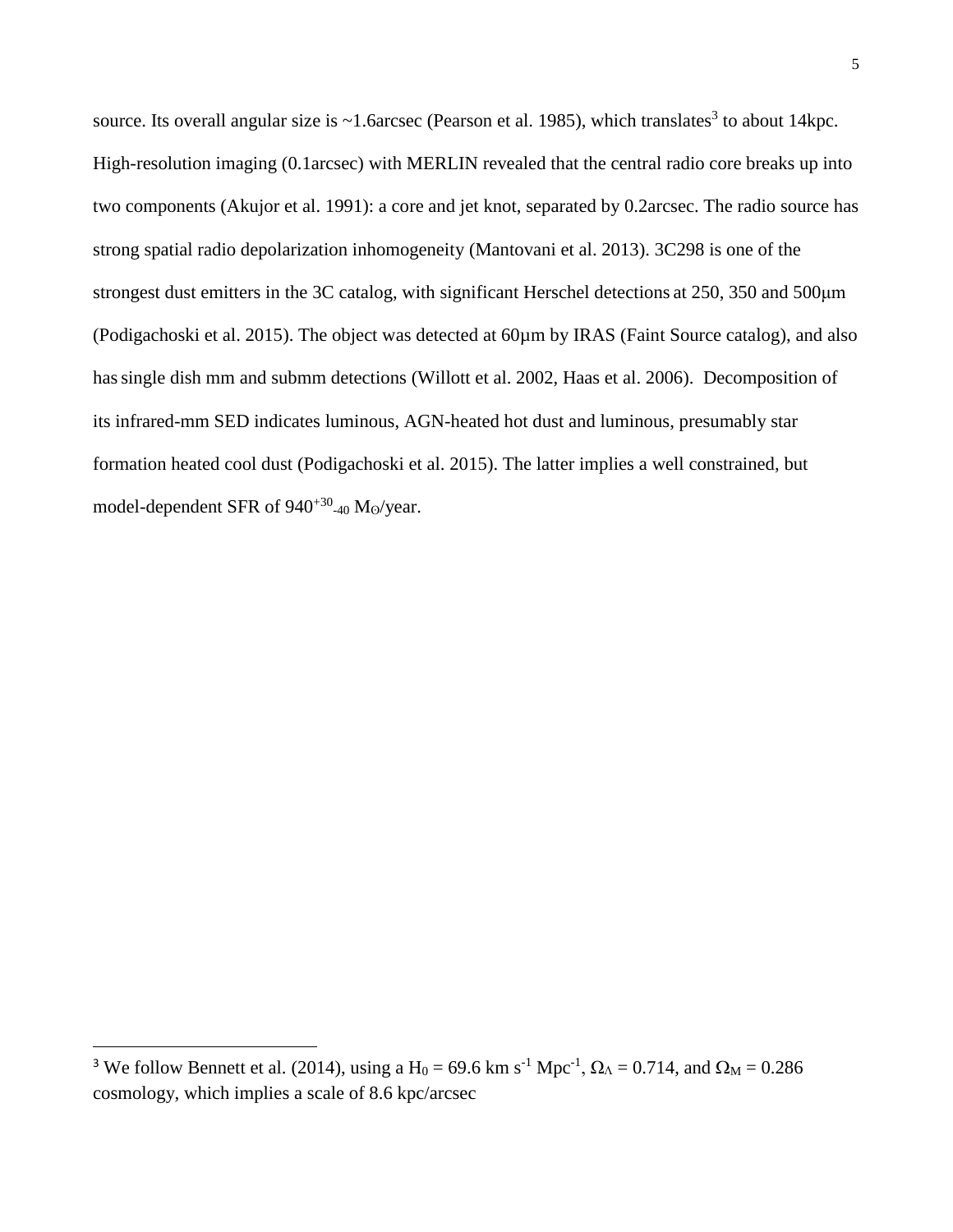source. Its overall angular size is ~1.6arcsec (Pearson et al. 1985), which translates[3] to about 14kpc. High-resolution imaging (0.1arcsec) with MERLIN revealed that the central radio core breaks up into two components (Akujor et al. 1991): a core and jet knot, separated by 0.2arcsec. The radio source has strong spatial radio depolarization inhomogeneity (Mantovani et al. 2013). 3C298 is one of the strongest dust emitters in the 3C catalog, with significant Herschel detections at 250, 350 and 500μm (Podigachoski et al. 2015). The object was detected at 60μm by IRAS (Faint Source catalog), and also has single dish mm and submm detections (Willott et al. 2002, Haas et al. 2006). Decomposition of its infrared-mm SED indicates luminous, AGN-heated hot dust and luminous, presumably star formation heated cool dust (Podigachoski et al. 2015). The latter implies a well constrained, but model-dependent SFR of $940^{+30}_{-40}$ $M_{\odot}$/year.

---

[3] We follow Bennett et al. (2014), using a $H_0$ = 69.6 km $s^{-1}$ $Mpc^{-1}$, $\Omega_{\Lambda}$ = 0.714, and $\Omega_M$ = 0.286 cosmology, which implies a scale of 8.6 kpc/arcsec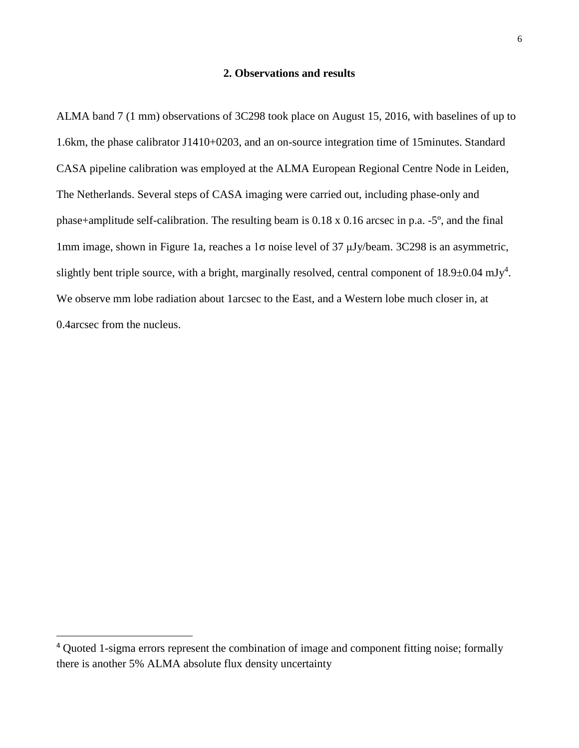## 2. Observations and results

ALMA band 7 (1 mm) observations of 3C298 took place on August 15, 2016, with baselines of up to 1.6km, the phase calibrator J1410+0203, and an on-source integration time of 15minutes. Standard CASA pipeline calibration was employed at the ALMA European Regional Centre Node in Leiden, The Netherlands. Several steps of CASA imaging were carried out, including phase-only and phase+amplitude self-calibration. The resulting beam is 0.18 x 0.16 arcsec in p.a. -5º, and the final 1mm image, shown in Figure 1a, reaches a 1$\sigma$ noise level of 37 $\mu$Jy/beam. 3C298 is an asymmetric, slightly bent triple source, with a bright, marginally resolved, central component of 18.9$\pm$0.04 mJy[4]. We observe mm lobe radiation about 1arcsec to the East, and a Western lobe much closer in, at 0.4arcsec from the nucleus.

[4] Quoted 1-sigma errors represent the combination of image and component fitting noise; formally there is another 5% ALMA absolute flux density uncertainty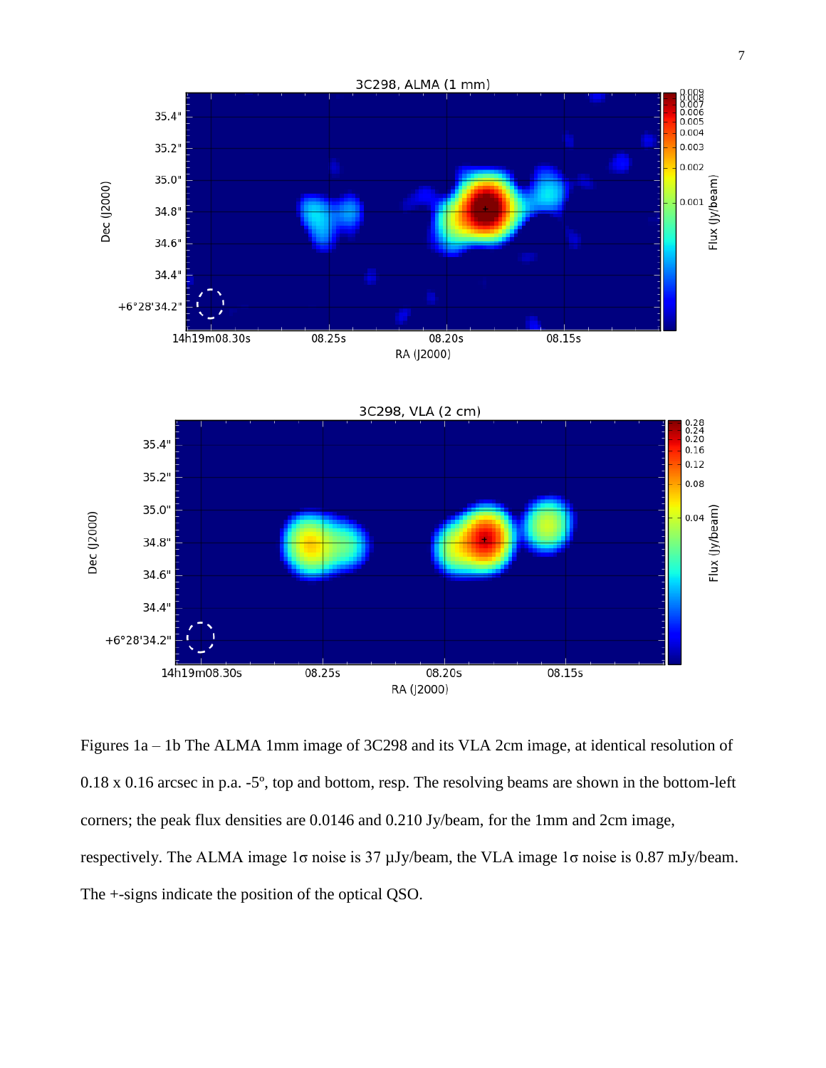Figures 1a – 1b The ALMA 1mm image of 3C298 and its VLA 2cm image, at identical resolution of 0.18 x 0.16 arcsec in p.a. -5º, top and bottom, resp. The resolving beams are shown in the bottom-left corners; the peak flux densities are 0.0146 and 0.210 Jy/beam, for the 1mm and 2cm image, respectively. The ALMA image 1σ noise is 37 µJy/beam, the VLA image 1σ noise is 0.87 mJy/beam. The +-signs indicate the position of the optical QSO.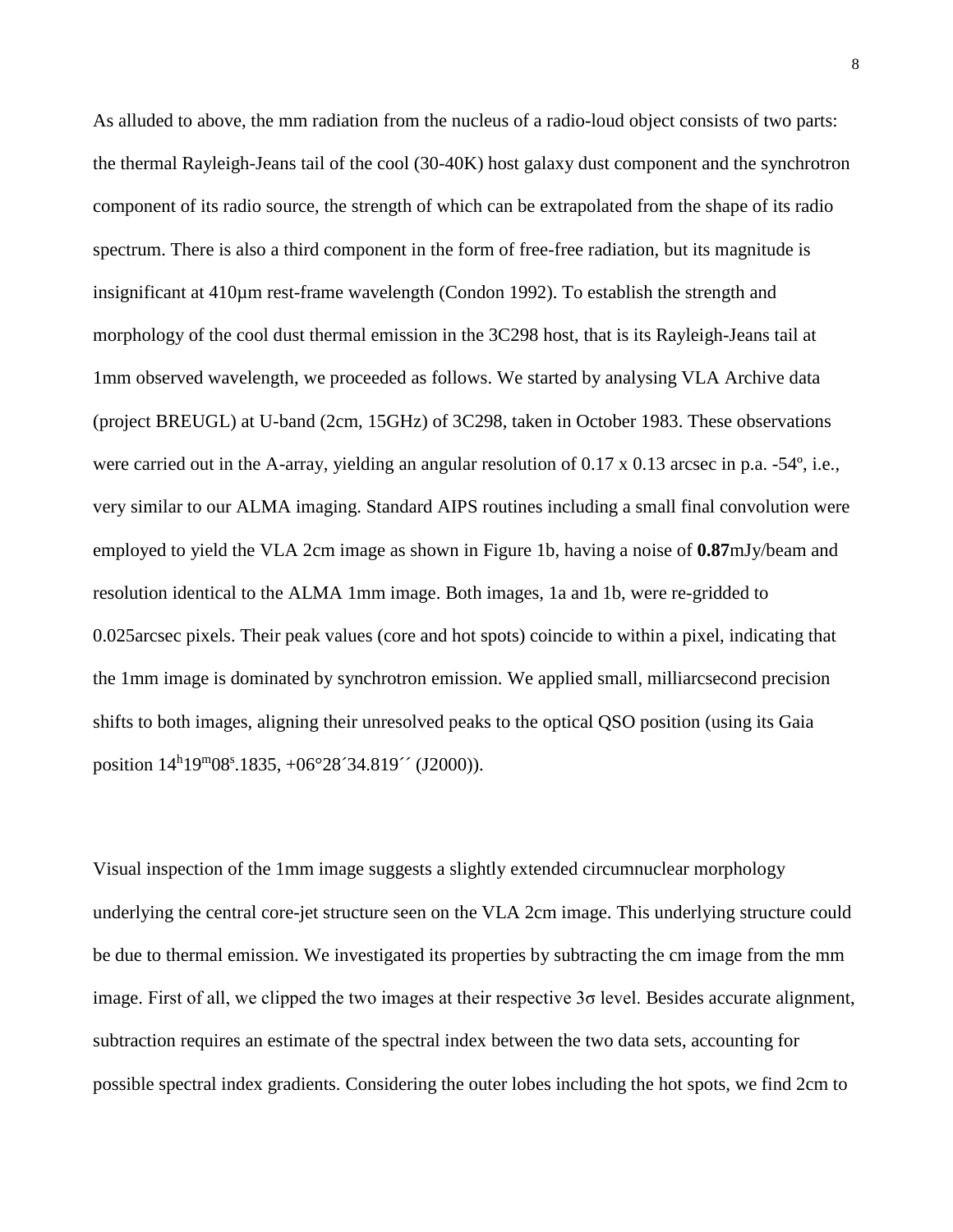As alluded to above, the mm radiation from the nucleus of a radio-loud object consists of two parts: the thermal Rayleigh-Jeans tail of the cool (30-40K) host galaxy dust component and the synchrotron component of its radio source, the strength of which can be extrapolated from the shape of its radio spectrum. There is also a third component in the form of free-free radiation, but its magnitude is insignificant at 410μm rest-frame wavelength (Condon 1992). To establish the strength and morphology of the cool dust thermal emission in the 3C298 host, that is its Rayleigh-Jeans tail at 1mm observed wavelength, we proceeded as follows. We started by analysing VLA Archive data (project BREUGL) at U-band (2cm, 15GHz) of 3C298, taken in October 1983. These observations were carried out in the A-array, yielding an angular resolution of 0.17 x 0.13 arcsec in p.a. -54º, i.e., very similar to our ALMA imaging. Standard AIPS routines including a small final convolution were employed to yield the VLA 2cm image as shown in Figure 1b, having a noise of **0.87**mJy/beam and resolution identical to the ALMA 1mm image. Both images, 1a and 1b, were re-gridded to 0.025arcsec pixels. Their peak values (core and hot spots) coincide to within a pixel, indicating that the 1mm image is dominated by synchrotron emission. We applied small, milliarcsecond precision shifts to both images, aligning their unresolved peaks to the optical QSO position (using its Gaia position $14^h19^m08^s.1835$, +06°28´34.819´´ (J2000)).

Visual inspection of the 1mm image suggests a slightly extended circumnuclear morphology underlying the central core-jet structure seen on the VLA 2cm image. This underlying structure could be due to thermal emission. We investigated its properties by subtracting the cm image from the mm image. First of all, we clipped the two images at their respective $3\sigma$ level. Besides accurate alignment, subtraction requires an estimate of the spectral index between the two data sets, accounting for possible spectral index gradients. Considering the outer lobes including the hot spots, we find 2cm to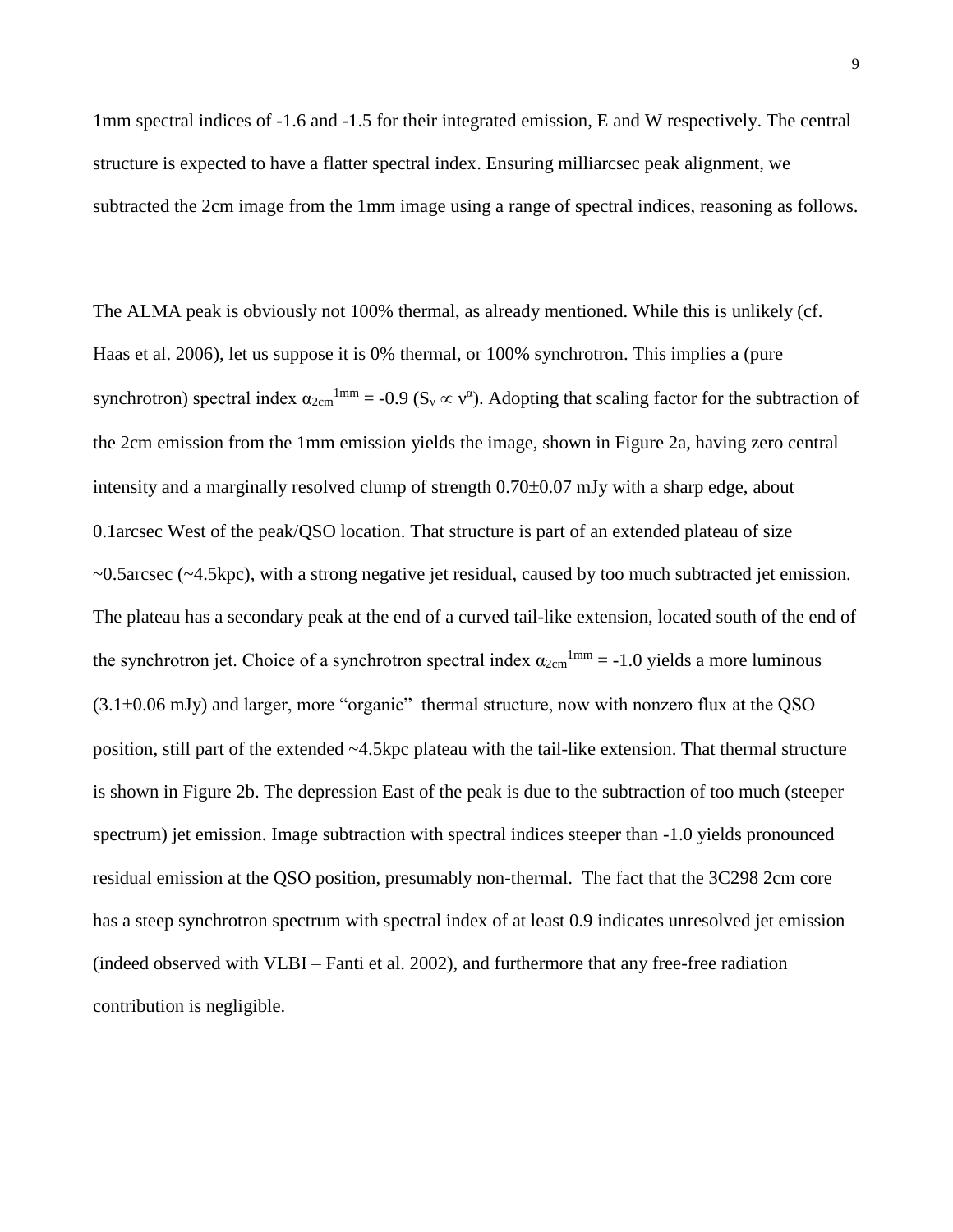1mm spectral indices of -1.6 and -1.5 for their integrated emission, E and W respectively. The central structure is expected to have a flatter spectral index. Ensuring milliarcsec peak alignment, we subtracted the 2cm image from the 1mm image using a range of spectral indices, reasoning as follows.

The ALMA peak is obviously not 100% thermal, as already mentioned. While this is unlikely (cf. Haas et al. 2006), let us suppose it is 0% thermal, or 100% synchrotron. This implies a (pure synchrotron) spectral index $\alpha_{2cm}^{1mm} = -0.9$ ($S_\nu \propto \nu^\alpha$). Adopting that scaling factor for the subtraction of the 2cm emission from the 1mm emission yields the image, shown in Figure 2a, having zero central intensity and a marginally resolved clump of strength 0.70±0.07 mJy with a sharp edge, about 0.1arcsec West of the peak/QSO location. That structure is part of an extended plateau of size ~0.5arcsec (~4.5kpc), with a strong negative jet residual, caused by too much subtracted jet emission. The plateau has a secondary peak at the end of a curved tail-like extension, located south of the end of the synchrotron jet. Choice of a synchrotron spectral index $\alpha_{2cm}^{1mm} = -1.0$ yields a more luminous (3.1±0.06 mJy) and larger, more "organic" thermal structure, now with nonzero flux at the QSO position, still part of the extended ~4.5kpc plateau with the tail-like extension. That thermal structure is shown in Figure 2b. The depression East of the peak is due to the subtraction of too much (steeper spectrum) jet emission. Image subtraction with spectral indices steeper than -1.0 yields pronounced residual emission at the QSO position, presumably non-thermal. The fact that the 3C298 2cm core has a steep synchrotron spectrum with spectral index of at least 0.9 indicates unresolved jet emission (indeed observed with VLBI – Fanti et al. 2002), and furthermore that any free-free radiation contribution is negligible.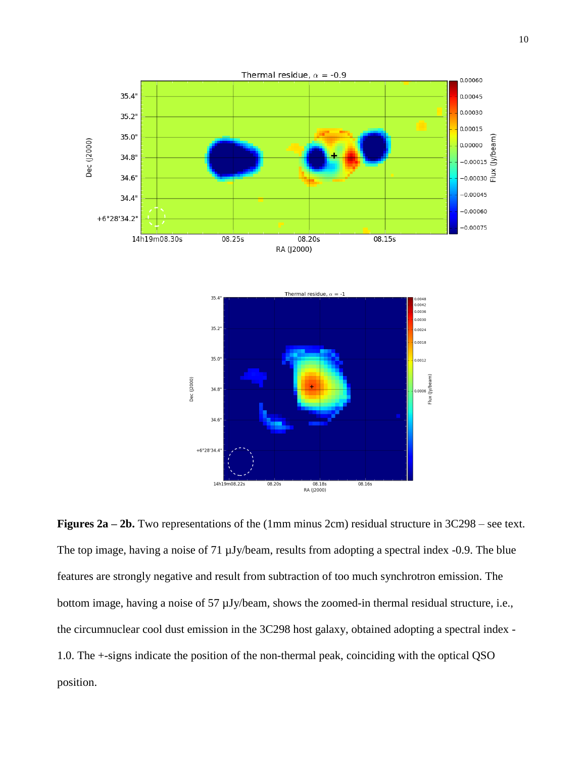**Figures 2a – 2b.** Two representations of the (1mm minus 2cm) residual structure in 3C298 – see text. The top image, having a noise of 71 μJy/beam, results from adopting a spectral index -0.9. The blue features are strongly negative and result from subtraction of too much synchrotron emission. The bottom image, having a noise of 57 μJy/beam, shows the zoomed-in thermal residual structure, i.e., the circumnuclear cool dust emission in the 3C298 host galaxy, obtained adopting a spectral index -1.0. The +-signs indicate the position of the non-thermal peak, coinciding with the optical QSO position.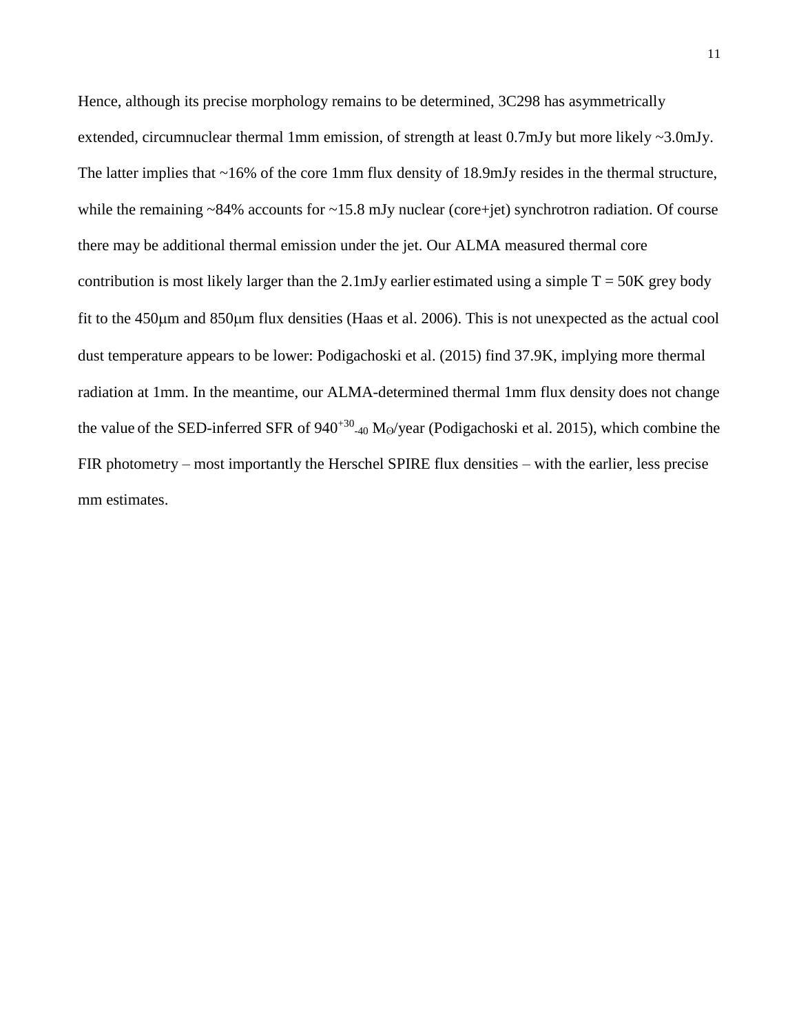Hence, although its precise morphology remains to be determined, 3C298 has asymmetrically extended, circumnuclear thermal 1mm emission, of strength at least 0.7mJy but more likely ~3.0mJy. The latter implies that ~16% of the core 1mm flux density of 18.9mJy resides in the thermal structure, while the remaining ~84% accounts for ~15.8 mJy nuclear (core+jet) synchrotron radiation. Of course there may be additional thermal emission under the jet. Our ALMA measured thermal core contribution is most likely larger than the 2.1mJy earlier estimated using a simple T = 50K grey body fit to the 450μm and 850μm flux densities (Haas et al. 2006). This is not unexpected as the actual cool dust temperature appears to be lower: Podigachoski et al. (2015) find 37.9K, implying more thermal radiation at 1mm. In the meantime, our ALMA-determined thermal 1mm flux density does not change the value of the SED-inferred SFR of $940^{+30}_{-40}$ $M_{\odot}$/year (Podigachoski et al. 2015), which combine the FIR photometry – most importantly the Herschel SPIRE flux densities – with the earlier, less precise mm estimates.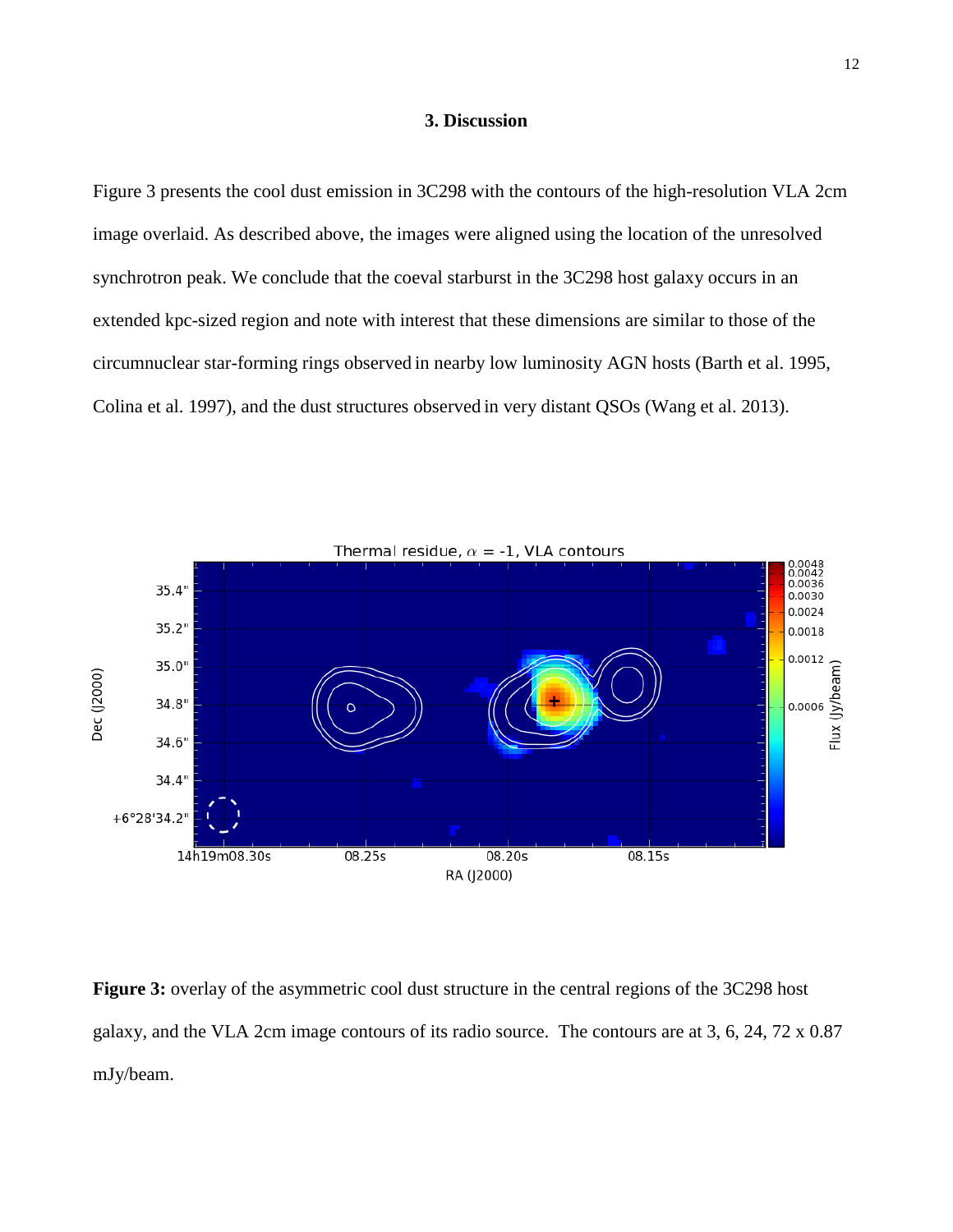## 3. Discussion

Figure 3 presents the cool dust emission in 3C298 with the contours of the high-resolution VLA 2cm image overlaid. As described above, the images were aligned using the location of the unresolved synchrotron peak. We conclude that the coeval starburst in the 3C298 host galaxy occurs in an extended kpc-sized region and note with interest that these dimensions are similar to those of the circumnuclear star-forming rings observed in nearby low luminosity AGN hosts (Barth et al. 1995, Colina et al. 1997), and the dust structures observed in very distant QSOs (Wang et al. 2013).

**Figure 3:** overlay of the asymmetric cool dust structure in the central regions of the 3C298 host galaxy, and the VLA 2cm image contours of its radio source. The contours are at 3, 6, 24, 72 x 0.87 mJy/beam.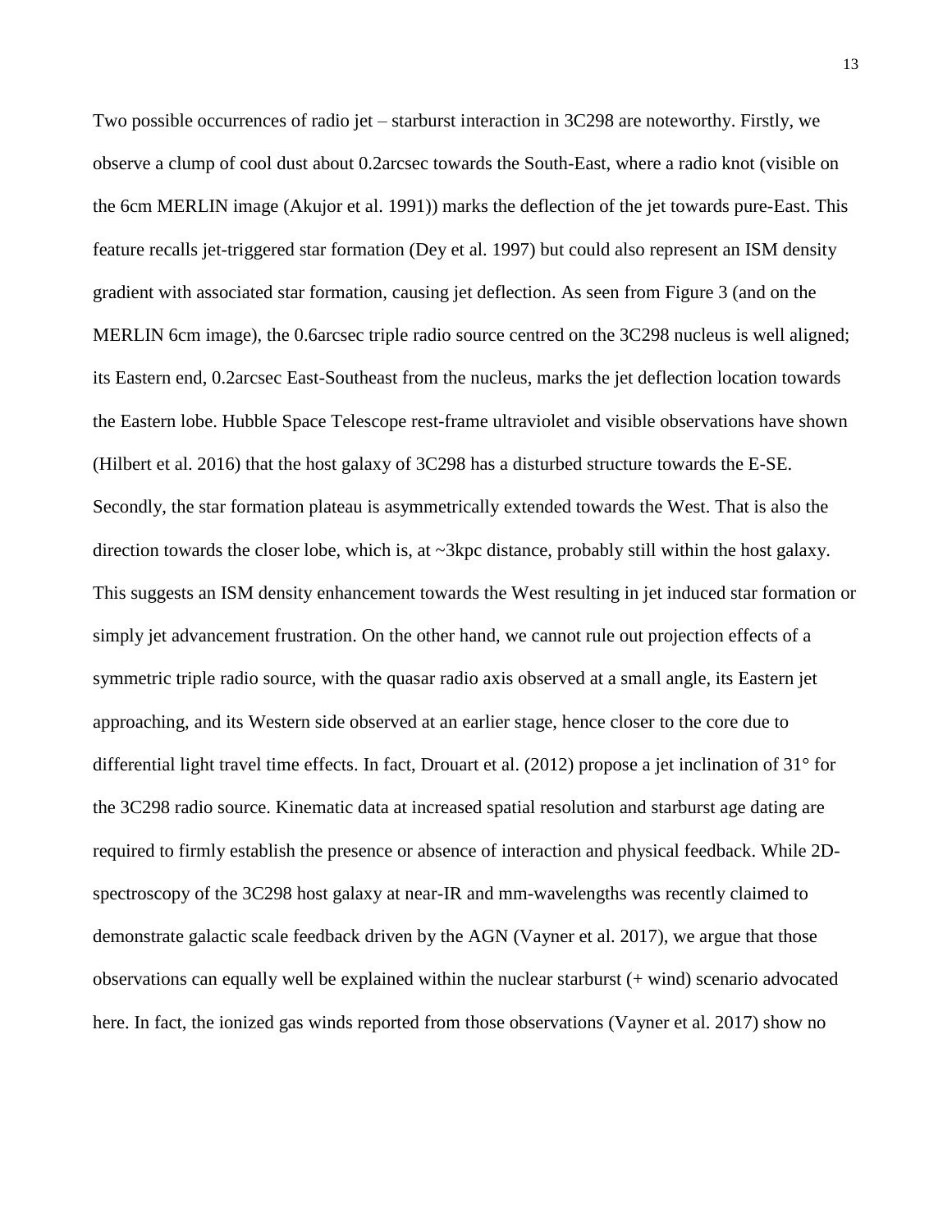Two possible occurrences of radio jet – starburst interaction in 3C298 are noteworthy. Firstly, we observe a clump of cool dust about 0.2arcsec towards the South-East, where a radio knot (visible on the 6cm MERLIN image (Akujor et al. 1991)) marks the deflection of the jet towards pure-East. This feature recalls jet-triggered star formation (Dey et al. 1997) but could also represent an ISM density gradient with associated star formation, causing jet deflection. As seen from Figure 3 (and on the MERLIN 6cm image), the 0.6arcsec triple radio source centred on the 3C298 nucleus is well aligned; its Eastern end, 0.2arcsec East-Southeast from the nucleus, marks the jet deflection location towards the Eastern lobe. Hubble Space Telescope rest-frame ultraviolet and visible observations have shown (Hilbert et al. 2016) that the host galaxy of 3C298 has a disturbed structure towards the E-SE. Secondly, the star formation plateau is asymmetrically extended towards the West. That is also the direction towards the closer lobe, which is, at ~3kpc distance, probably still within the host galaxy. This suggests an ISM density enhancement towards the West resulting in jet induced star formation or simply jet advancement frustration. On the other hand, we cannot rule out projection effects of a symmetric triple radio source, with the quasar radio axis observed at a small angle, its Eastern jet approaching, and its Western side observed at an earlier stage, hence closer to the core due to differential light travel time effects. In fact, Drouart et al. (2012) propose a jet inclination of 31° for the 3C298 radio source. Kinematic data at increased spatial resolution and starburst age dating are required to firmly establish the presence or absence of interaction and physical feedback. While 2D-spectroscopy of the 3C298 host galaxy at near-IR and mm-wavelengths was recently claimed to demonstrate galactic scale feedback driven by the AGN (Vayner et al. 2017), we argue that those observations can equally well be explained within the nuclear starburst (+ wind) scenario advocated here. In fact, the ionized gas winds reported from those observations (Vayner et al. 2017) show no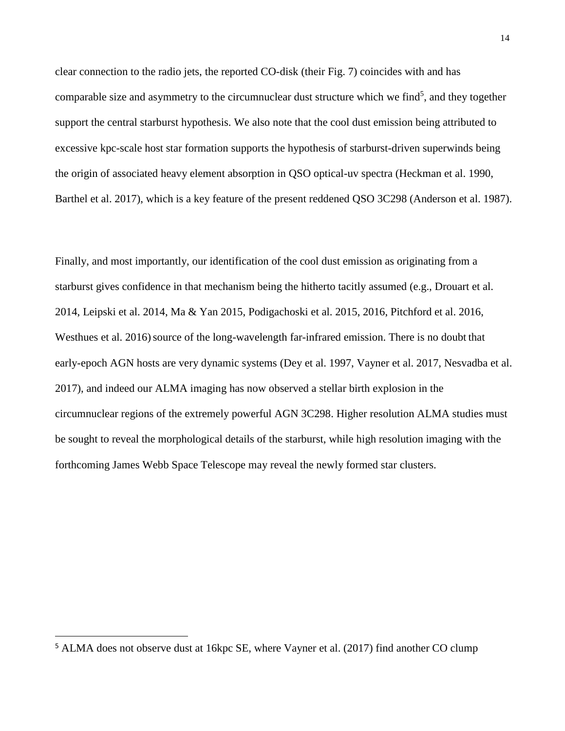clear connection to the radio jets, the reported CO-disk (their Fig. 7) coincides with and has comparable size and asymmetry to the circumnuclear dust structure which we find[5], and they together support the central starburst hypothesis. We also note that the cool dust emission being attributed to excessive kpc-scale host star formation supports the hypothesis of starburst-driven superwinds being the origin of associated heavy element absorption in QSO optical-uv spectra (Heckman et al. 1990, Barthel et al. 2017), which is a key feature of the present reddened QSO 3C298 (Anderson et al. 1987).

Finally, and most importantly, our identification of the cool dust emission as originating from a starburst gives confidence in that mechanism being the hitherto tacitly assumed (e.g., Drouart et al. 2014, Leipski et al. 2014, Ma & Yan 2015, Podigachoski et al. 2015, 2016, Pitchford et al. 2016, Westhues et al. 2016) source of the long-wavelength far-infrared emission. There is no doubt that early-epoch AGN hosts are very dynamic systems (Dey et al. 1997, Vayner et al. 2017, Nesvadba et al. 2017), and indeed our ALMA imaging has now observed a stellar birth explosion in the circumnuclear regions of the extremely powerful AGN 3C298. Higher resolution ALMA studies must be sought to reveal the morphological details of the starburst, while high resolution imaging with the forthcoming James Webb Space Telescope may reveal the newly formed star clusters.

---

[5] ALMA does not observe dust at 16kpc SE, where Vayner et al. (2017) find another CO clump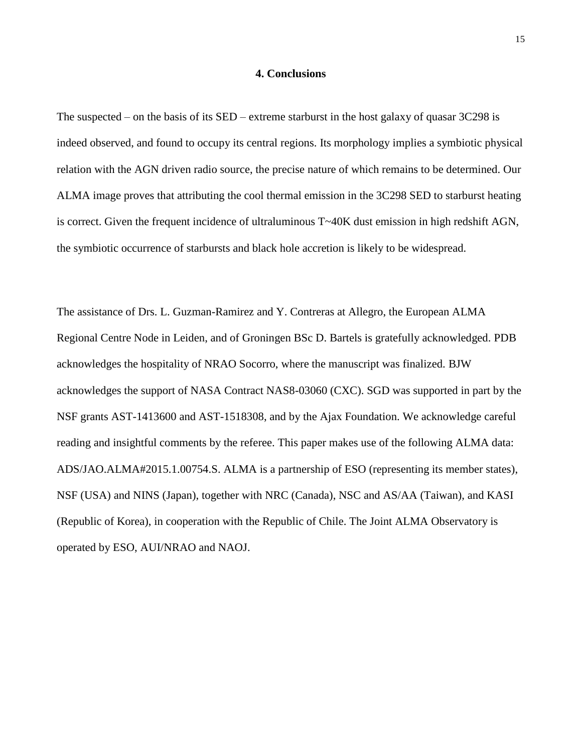## 4. Conclusions

The suspected – on the basis of its SED – extreme starburst in the host galaxy of quasar 3C298 is indeed observed, and found to occupy its central regions. Its morphology implies a symbiotic physical relation with the AGN driven radio source, the precise nature of which remains to be determined. Our ALMA image proves that attributing the cool thermal emission in the 3C298 SED to starburst heating is correct. Given the frequent incidence of ultraluminous T~40K dust emission in high redshift AGN, the symbiotic occurrence of starbursts and black hole accretion is likely to be widespread.

The assistance of Drs. L. Guzman-Ramirez and Y. Contreras at Allegro, the European ALMA Regional Centre Node in Leiden, and of Groningen BSc D. Bartels is gratefully acknowledged. PDB acknowledges the hospitality of NRAO Socorro, where the manuscript was finalized. BJW acknowledges the support of NASA Contract NAS8-03060 (CXC). SGD was supported in part by the NSF grants AST-1413600 and AST-1518308, and by the Ajax Foundation. We acknowledge careful reading and insightful comments by the referee. This paper makes use of the following ALMA data: ADS/JAO.ALMA#2015.1.00754.S. ALMA is a partnership of ESO (representing its member states), NSF (USA) and NINS (Japan), together with NRC (Canada), NSC and AS/AA (Taiwan), and KASI (Republic of Korea), in cooperation with the Republic of Chile. The Joint ALMA Observatory is operated by ESO, AUI/NRAO and NAOJ.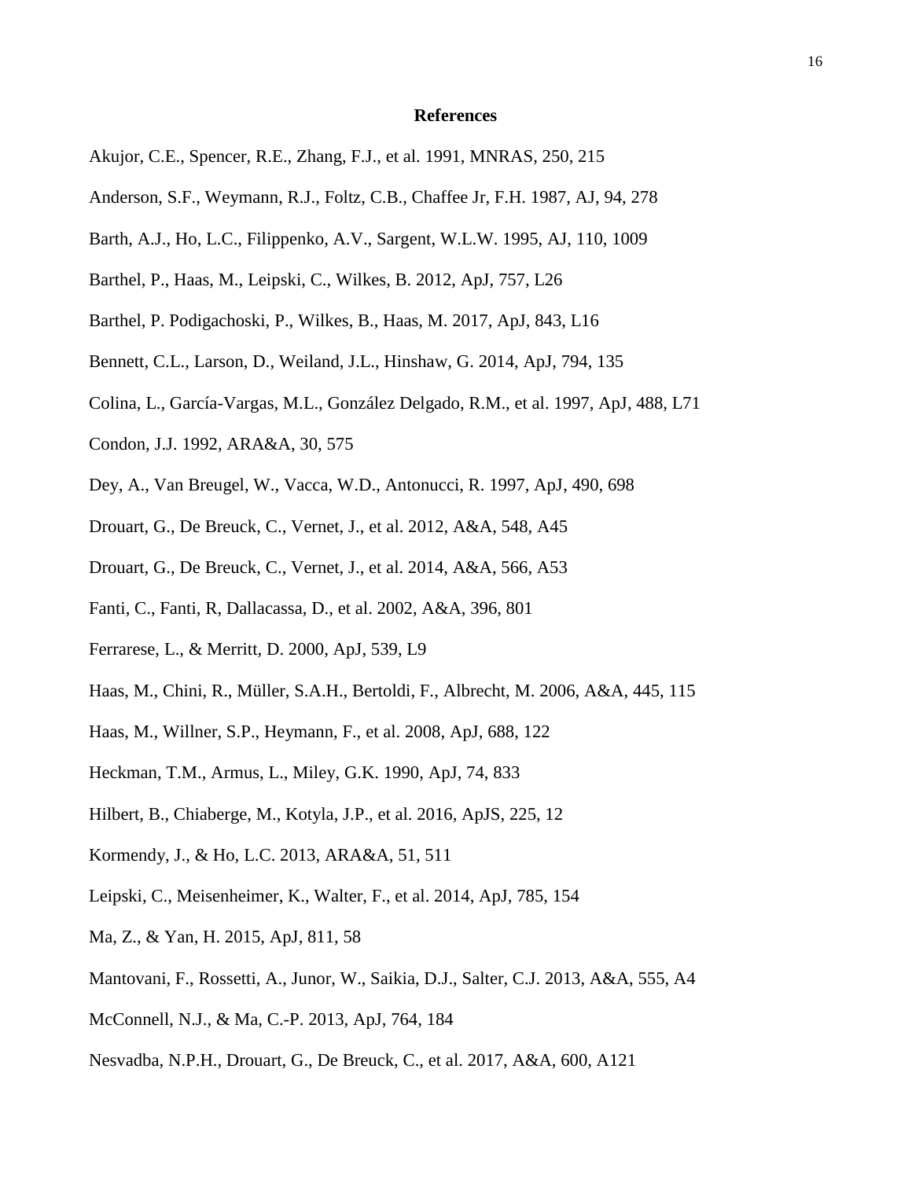# References

Akujor, C.E., Spencer, R.E., Zhang, F.J., et al. 1991, MNRAS, 250, 215

Anderson, S.F., Weymann, R.J., Foltz, C.B., Chaffee Jr, F.H. 1987, AJ, 94, 278

Barth, A.J., Ho, L.C., Filippenko, A.V., Sargent, W.L.W. 1995, AJ, 110, 1009

Barthel, P., Haas, M., Leipski, C., Wilkes, B. 2012, ApJ, 757, L26

Barthel, P. Podigachoski, P., Wilkes, B., Haas, M. 2017, ApJ, 843, L16

Bennett, C.L., Larson, D., Weiland, J.L., Hinshaw, G. 2014, ApJ, 794, 135

Colina, L., García-Vargas, M.L., González Delgado, R.M., et al. 1997, ApJ, 488, L71

Condon, J.J. 1992, ARA&A, 30, 575

Dey, A., Van Breugel, W., Vacca, W.D., Antonucci, R. 1997, ApJ, 490, 698

Drouart, G., De Breuck, C., Vernet, J., et al. 2012, A&A, 548, A45

Drouart, G., De Breuck, C., Vernet, J., et al. 2014, A&A, 566, A53

Fanti, C., Fanti, R, Dallacassa, D., et al. 2002, A&A, 396, 801

Ferrarese, L., & Merritt, D. 2000, ApJ, 539, L9

Haas, M., Chini, R., Müller, S.A.H., Bertoldi, F., Albrecht, M. 2006, A&A, 445, 115

Haas, M., Willner, S.P., Heymann, F., et al. 2008, ApJ, 688, 122

Heckman, T.M., Armus, L., Miley, G.K. 1990, ApJ, 74, 833

Hilbert, B., Chiaberge, M., Kotyla, J.P., et al. 2016, ApJS, 225, 12

Kormendy, J., & Ho, L.C. 2013, ARA&A, 51, 511

Leipski, C., Meisenheimer, K., Walter, F., et al. 2014, ApJ, 785, 154

Ma, Z., & Yan, H. 2015, ApJ, 811, 58

Mantovani, F., Rossetti, A., Junor, W., Saikia, D.J., Salter, C.J. 2013, A&A, 555, A4

McConnell, N.J., & Ma, C.-P. 2013, ApJ, 764, 184

Nesvadba, N.P.H., Drouart, G., De Breuck, C., et al. 2017, A&A, 600, A121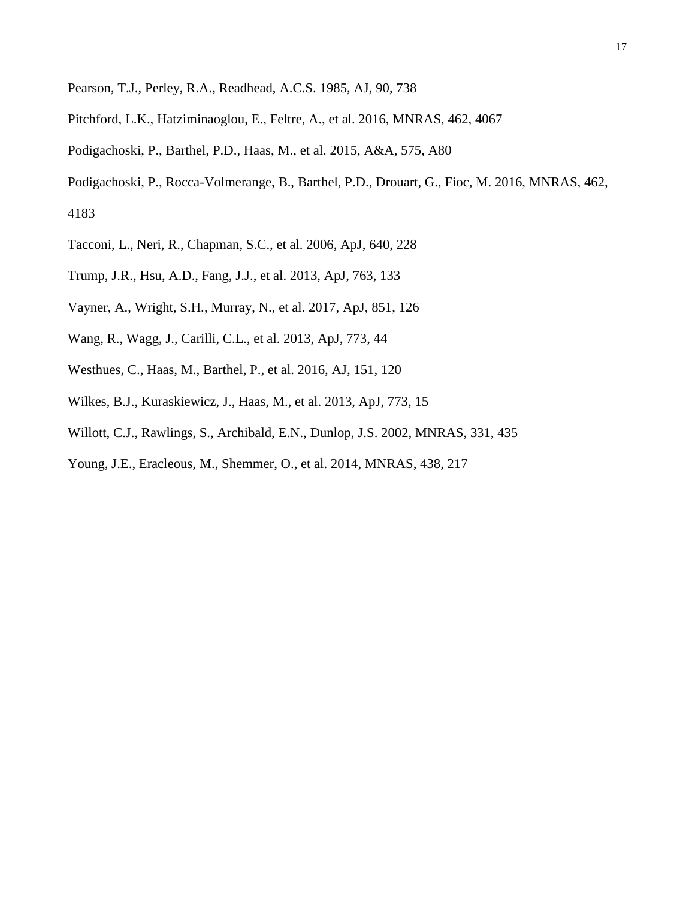Pearson, T.J., Perley, R.A., Readhead, A.C.S. 1985, AJ, 90, 738

Pitchford, L.K., Hatziminaoglou, E., Feltre, A., et al. 2016, MNRAS, 462, 4067

Podigachoski, P., Barthel, P.D., Haas, M., et al. 2015, A&A, 575, A80

Podigachoski, P., Rocca-Volmerange, B., Barthel, P.D., Drouart, G., Fioc, M. 2016, MNRAS, 462, 4183

Tacconi, L., Neri, R., Chapman, S.C., et al. 2006, ApJ, 640, 228

Trump, J.R., Hsu, A.D., Fang, J.J., et al. 2013, ApJ, 763, 133

Vayner, A., Wright, S.H., Murray, N., et al. 2017, ApJ, 851, 126

Wang, R., Wagg, J., Carilli, C.L., et al. 2013, ApJ, 773, 44

Westhues, C., Haas, M., Barthel, P., et al. 2016, AJ, 151, 120

Wilkes, B.J., Kuraskiewicz, J., Haas, M., et al. 2013, ApJ, 773, 15

Willott, C.J., Rawlings, S., Archibald, E.N., Dunlop, J.S. 2002, MNRAS, 331, 435

Young, J.E., Eracleous, M., Shemmer, O., et al. 2014, MNRAS, 438, 217